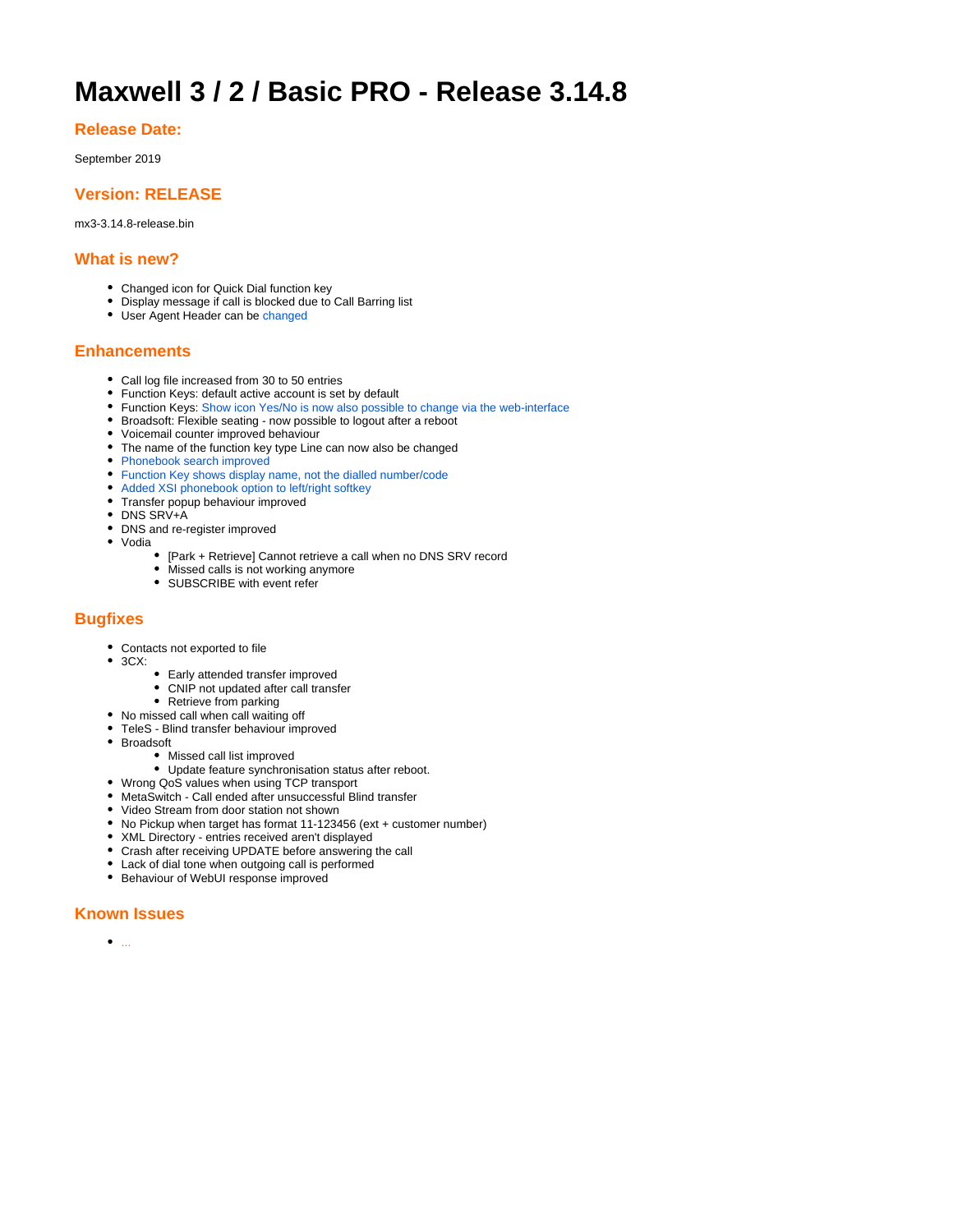# Maxwell 3 / 2 / Basic PRO - Release 3.14.8

## Release Date:

September 2019

## Version: RELEASE

mx3-3.14.8-release.bin

## What is new?

- Changed icon for Quick Dial function key
- Display message if call is blocked due to Call Barring list
- User Agent Header can be changed

## Enhancements

- Call log file increased from 30 to 50 entries
- Function Keys: default active account is set by default
- Function Keys: Show icon Yes/No is now also possible to change via the web-interface
- Broadsoft: Flexible seating - now possible to logout after a reboot
- Voicemail counter improved behaviour
- The name of the function key type Line can now also be changed
- Phonebook search improved
- Function Key shows display name, not the dialled number/code
- Added XSI phonebook option to left/right softkey
- Transfer popup behaviour improved
- DNS SRV+A
- DNS and re-register improved
- Vodia
  - [Park + Retrieve] Cannot retrieve a call when no DNS SRV record
  - Missed calls is not working anymore
  - SUBSCRIBE with event refer

## Bugfixes

- Contacts not exported to file
- 3CX:
  - Early attended transfer improved
  - CNIP not updated after call transfer
  - Retrieve from parking
- No missed call when call waiting off
- TeleS - Blind transfer behaviour improved
- Broadsoft
  - Missed call list improved
  - Update feature synchronisation status after reboot.
- Wrong QoS values when using TCP transport
- MetaSwitch - Call ended after unsuccessful Blind transfer
- Video Stream from door station not shown
- No Pickup when target has format 11-123456 (ext + customer number)
- XML Directory - entries received aren't displayed
- Crash after receiving UPDATE before answering the call
- Lack of dial tone when outgoing call is performed
- Behaviour of WebUI response improved

## Known Issues

- ...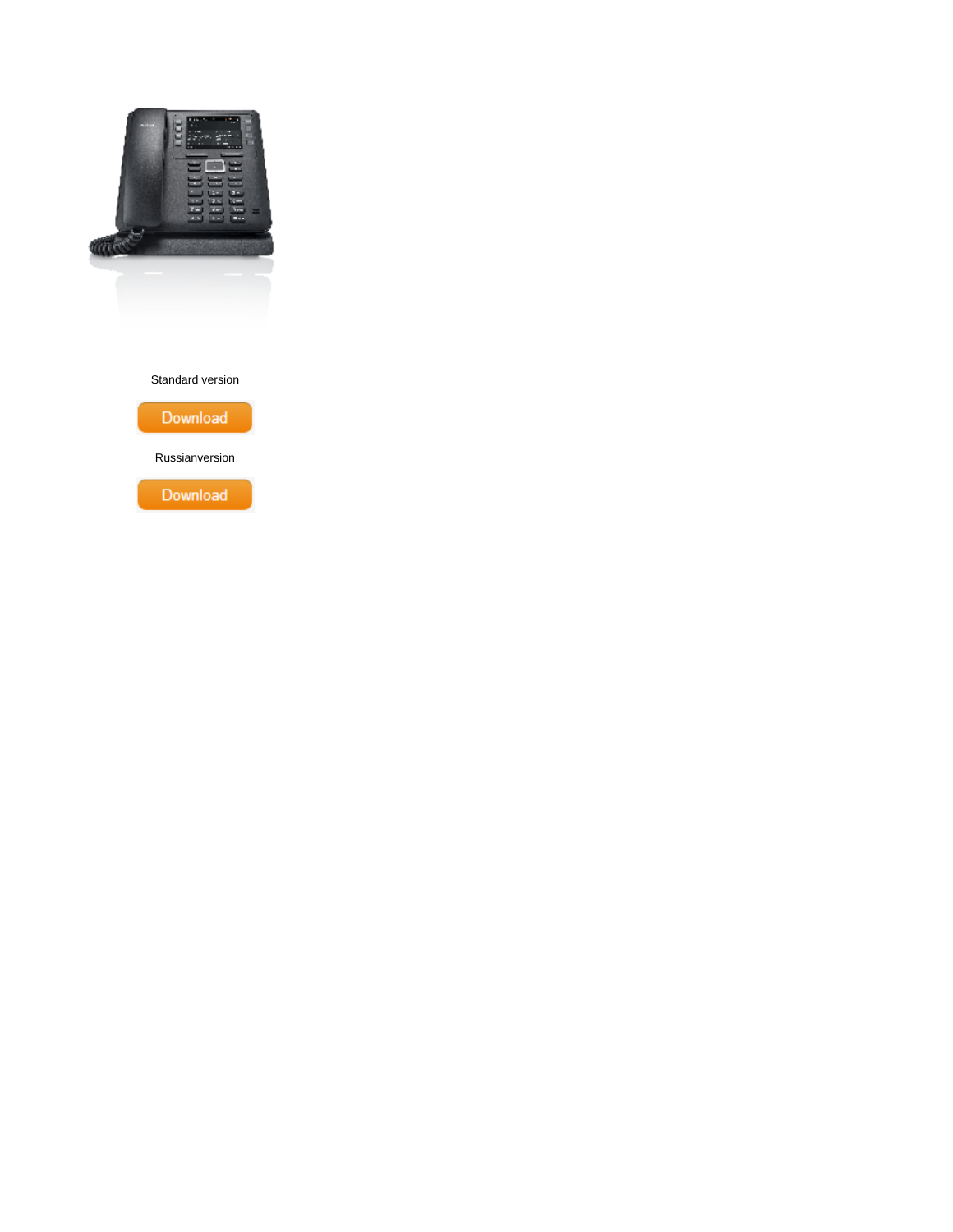Standard version

Download

Russianversion

Download